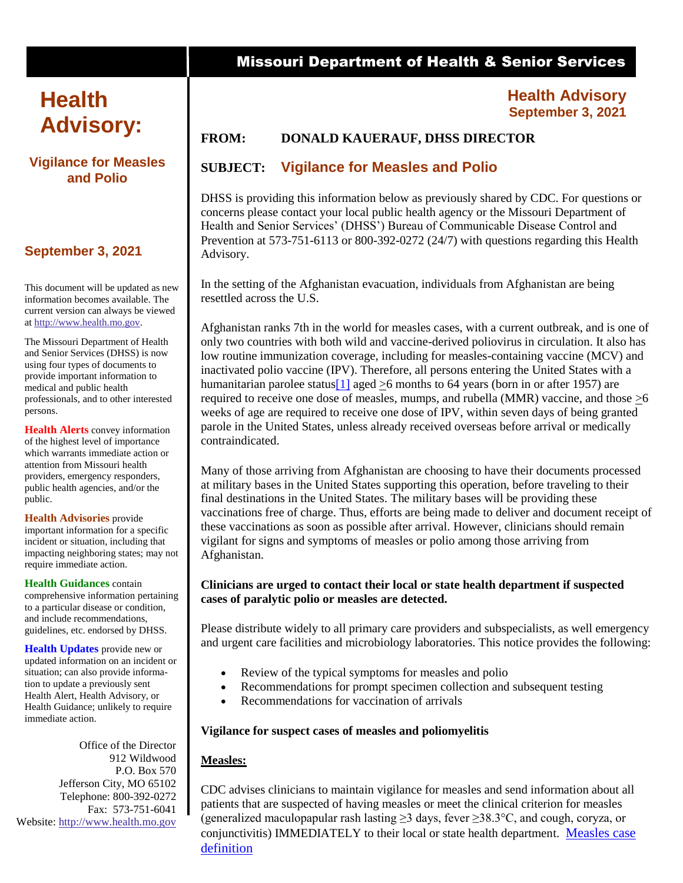Missouri Department of Health & Senior Services

# Health Advisory:

## Vigilance for Measles and Polio

**September 3, 2021**

This document will be updated as new information becomes available. The current version can always be viewed at http://www.health.mo.gov.

The Missouri Department of Health and Senior Services (DHSS) is now using four types of documents to provide important information to medical and public health professionals, and to other interested persons.

**Health Alerts** convey information of the highest level of importance which warrants immediate action or attention from Missouri health providers, emergency responders, public health agencies, and/or the public.

**Health Advisories** provide important information for a specific incident or situation, including that impacting neighboring states; may not require immediate action.

**Health Guidances** contain comprehensive information pertaining to a particular disease or condition, and include recommendations, guidelines, etc. endorsed by DHSS.

**Health Updates** provide new or updated information on an incident or situation; can also provide information to update a previously sent Health Alert, Health Advisory, or Health Guidance; unlikely to require immediate action.

Office of the Director
912 Wildwood
P.O. Box 570
Jefferson City, MO 65102
Telephone: 800-392-0272
Fax: 573-751-6041
Website: http://www.health.mo.gov

**Health Advisory**
**September 3, 2021**

**FROM: DONALD KAUERAUF, DHSS DIRECTOR**

**SUBJECT: Vigilance for Measles and Polio**

DHSS is providing this information below as previously shared by CDC. For questions or concerns please contact your local public health agency or the Missouri Department of Health and Senior Services' (DHSS') Bureau of Communicable Disease Control and Prevention at 573-751-6113 or 800-392-0272 (24/7) with questions regarding this Health Advisory.

In the setting of the Afghanistan evacuation, individuals from Afghanistan are being resettled across the U.S.

Afghanistan ranks 7th in the world for measles cases, with a current outbreak, and is one of only two countries with both wild and vaccine-derived poliovirus in circulation. It also has low routine immunization coverage, including for measles-containing vaccine (MCV) and inactivated polio vaccine (IPV). Therefore, all persons entering the United States with a humanitarian parolee status[1] aged ≥6 months to 64 years (born in or after 1957) are required to receive one dose of measles, mumps, and rubella (MMR) vaccine, and those ≥6 weeks of age are required to receive one dose of IPV, within seven days of being granted parole in the United States, unless already received overseas before arrival or medically contraindicated.

Many of those arriving from Afghanistan are choosing to have their documents processed at military bases in the United States supporting this operation, before traveling to their final destinations in the United States. The military bases will be providing these vaccinations free of charge. Thus, efforts are being made to deliver and document receipt of these vaccinations as soon as possible after arrival. However, clinicians should remain vigilant for signs and symptoms of measles or polio among those arriving from Afghanistan.

**Clinicians are urged to contact their local or state health department if suspected cases of paralytic polio or measles are detected.**

Please distribute widely to all primary care providers and subspecialists, as well emergency and urgent care facilities and microbiology laboratories. This notice provides the following:

- Review of the typical symptoms for measles and polio
- Recommendations for prompt specimen collection and subsequent testing
- Recommendations for vaccination of arrivals

**Vigilance for suspect cases of measles and poliomyelitis**

**Measles:**

CDC advises clinicians to maintain vigilance for measles and send information about all patients that are suspected of having measles or meet the clinical criterion for measles (generalized maculopapular rash lasting ≥3 days, fever ≥38.3°C, and cough, coryza, or conjunctivitis) IMMEDIATELY to their local or state health department. Measles case definition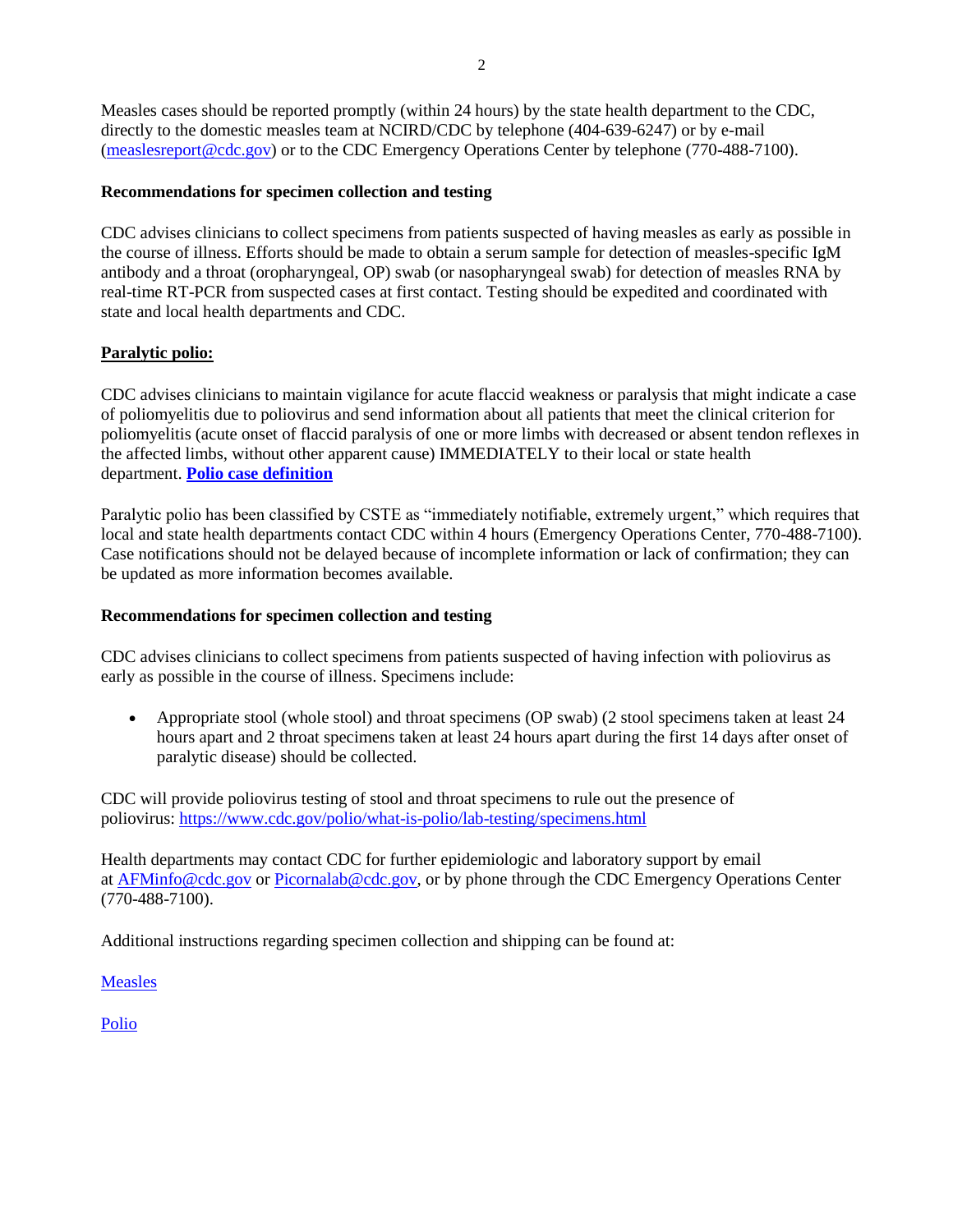Measles cases should be reported promptly (within 24 hours) by the state health department to the CDC, directly to the domestic measles team at NCIRD/CDC by telephone (404-639-6247) or by e-mail (measlesreport@cdc.gov) or to the CDC Emergency Operations Center by telephone (770-488-7100).

**Recommendations for specimen collection and testing**

CDC advises clinicians to collect specimens from patients suspected of having measles as early as possible in the course of illness. Efforts should be made to obtain a serum sample for detection of measles-specific IgM antibody and a throat (oropharyngeal, OP) swab (or nasopharyngeal swab) for detection of measles RNA by real-time RT-PCR from suspected cases at first contact. Testing should be expedited and coordinated with state and local health departments and CDC.

**Paralytic polio:**

CDC advises clinicians to maintain vigilance for acute flaccid weakness or paralysis that might indicate a case of poliomyelitis due to poliovirus and send information about all patients that meet the clinical criterion for poliomyelitis (acute onset of flaccid paralysis of one or more limbs with decreased or absent tendon reflexes in the affected limbs, without other apparent cause) IMMEDIATELY to their local or state health department. **Polio case definition**

Paralytic polio has been classified by CSTE as "immediately notifiable, extremely urgent," which requires that local and state health departments contact CDC within 4 hours (Emergency Operations Center, 770-488-7100). Case notifications should not be delayed because of incomplete information or lack of confirmation; they can be updated as more information becomes available.

**Recommendations for specimen collection and testing**

CDC advises clinicians to collect specimens from patients suspected of having infection with poliovirus as early as possible in the course of illness. Specimens include:

- Appropriate stool (whole stool) and throat specimens (OP swab) (2 stool specimens taken at least 24 hours apart and 2 throat specimens taken at least 24 hours apart during the first 14 days after onset of paralytic disease) should be collected.

CDC will provide poliovirus testing of stool and throat specimens to rule out the presence of poliovirus: https://www.cdc.gov/polio/what-is-polio/lab-testing/specimens.html

Health departments may contact CDC for further epidemiologic and laboratory support by email at AFMinfo@cdc.gov or Picornalab@cdc.gov, or by phone through the CDC Emergency Operations Center (770-488-7100).

Additional instructions regarding specimen collection and shipping can be found at:

Measles

Polio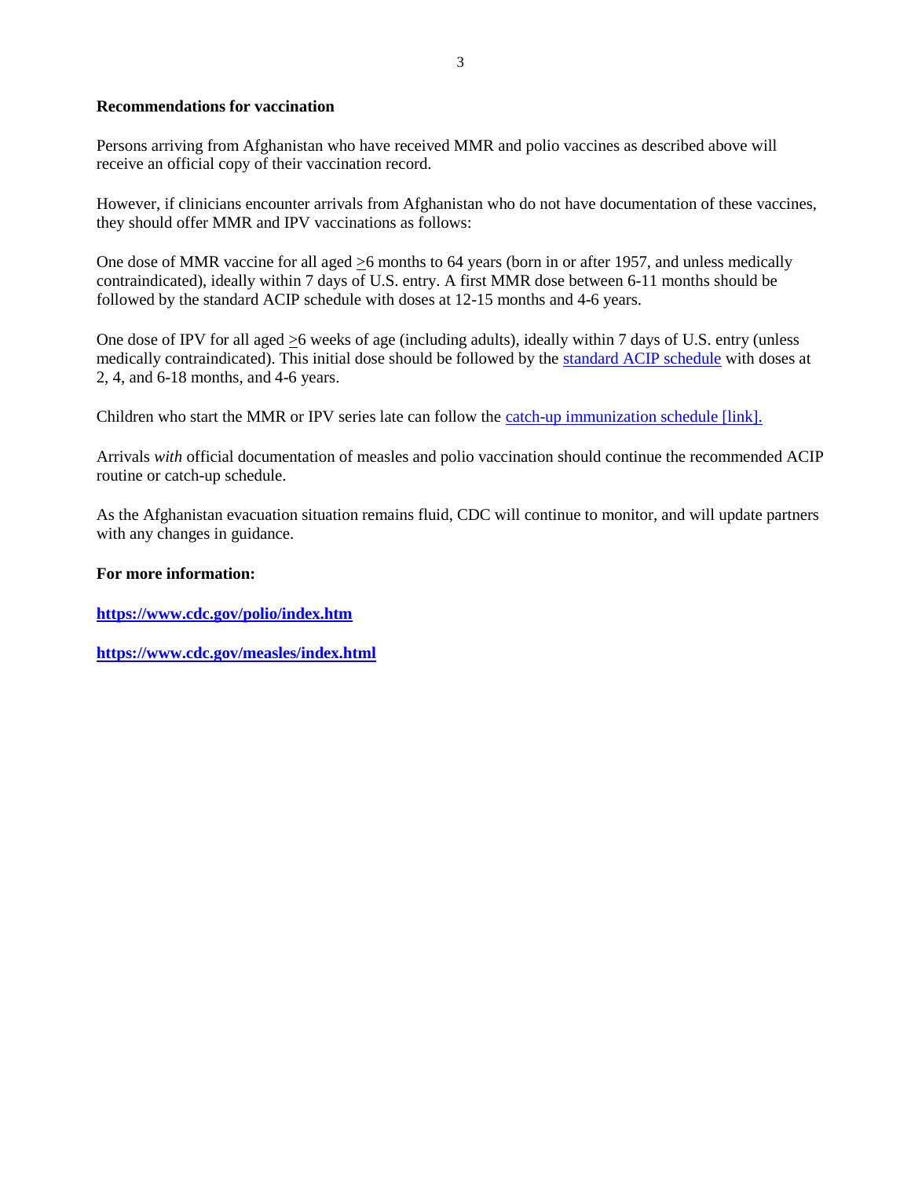**Recommendations for vaccination**

Persons arriving from Afghanistan who have received MMR and polio vaccines as described above will receive an official copy of their vaccination record.

However, if clinicians encounter arrivals from Afghanistan who do not have documentation of these vaccines, they should offer MMR and IPV vaccinations as follows:

One dose of MMR vaccine for all aged ≥6 months to 64 years (born in or after 1957, and unless medically contraindicated), ideally within 7 days of U.S. entry. A first MMR dose between 6-11 months should be followed by the standard ACIP schedule with doses at 12-15 months and 4-6 years.

One dose of IPV for all aged ≥6 weeks of age (including adults), ideally within 7 days of U.S. entry (unless medically contraindicated). This initial dose should be followed by the standard ACIP schedule with doses at 2, 4, and 6-18 months, and 4-6 years.

Children who start the MMR or IPV series late can follow the catch-up immunization schedule [link].

Arrivals *with* official documentation of measles and polio vaccination should continue the recommended ACIP routine or catch-up schedule.

As the Afghanistan evacuation situation remains fluid, CDC will continue to monitor, and will update partners with any changes in guidance.

**For more information:**

**https://www.cdc.gov/polio/index.htm**

**https://www.cdc.gov/measles/index.html**